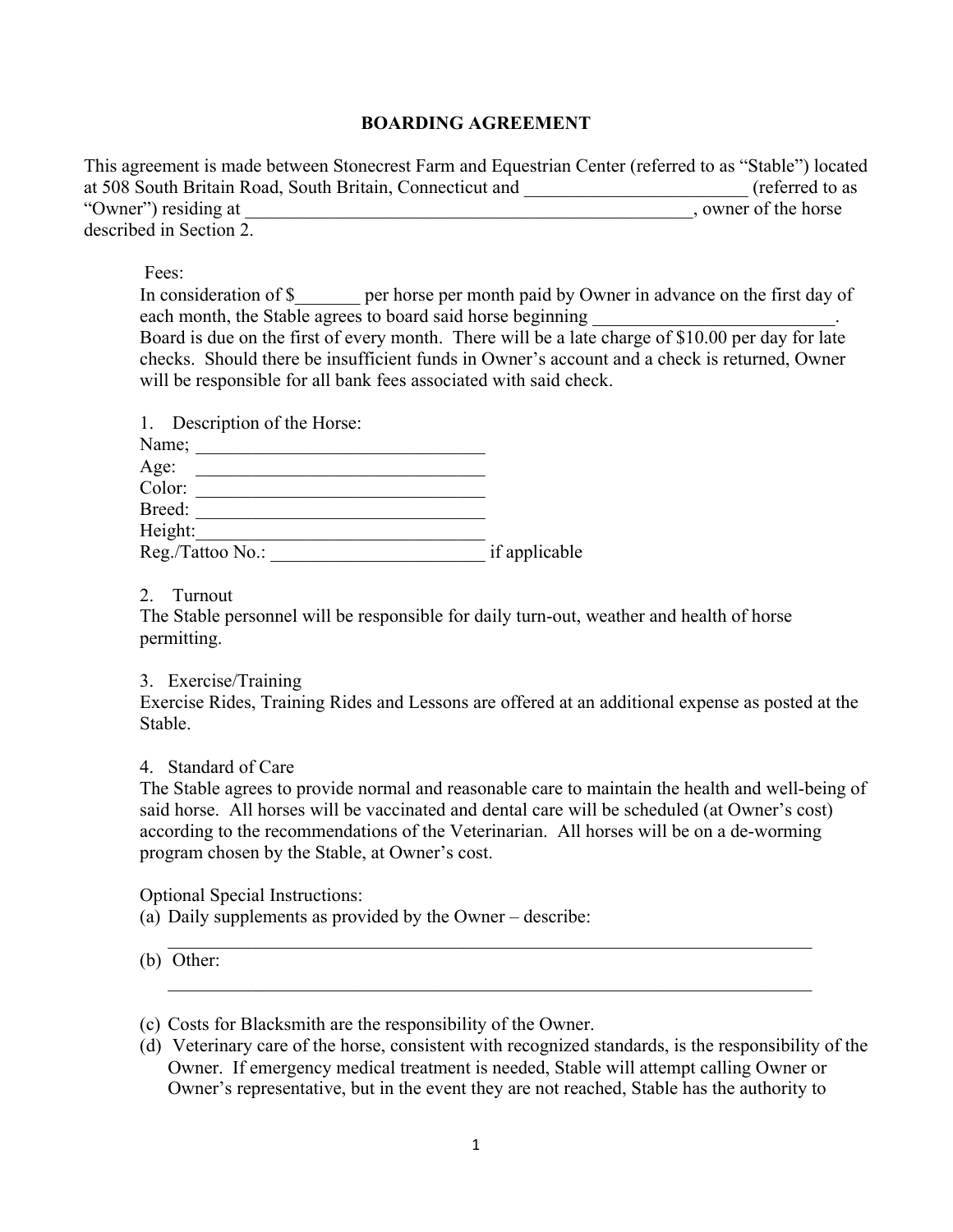# BOARDING AGREEMENT

This agreement is made between Stonecrest Farm and Equestrian Center (referred to as "Stable") located at 508 South Britain Road, South Britain, Connecticut and ________________________ (referred to as "Owner") residing at __________________________________________________, owner of the horse described in Section 2.

Fees:

In consideration of $_______ per horse per month paid by Owner in advance on the first day of each month, the Stable agrees to board said horse beginning __________________________. Board is due on the first of every month. There will be a late charge of $10.00 per day for late checks. Should there be insufficient funds in Owner's account and a check is returned, Owner will be responsible for all bank fees associated with said check.

1. Description of the Horse:

Name; ________________________________

Age: ________________________________

Color: ________________________________

Breed: ________________________________

Height:________________________________

Reg./Tattoo No.: _______________________ if applicable

2. Turnout

The Stable personnel will be responsible for daily turn-out, weather and health of horse permitting.

3. Exercise/Training

Exercise Rides, Training Rides and Lessons are offered at an additional expense as posted at the Stable.

4. Standard of Care

The Stable agrees to provide normal and reasonable care to maintain the health and well-being of said horse. All horses will be vaccinated and dental care will be scheduled (at Owner's cost) according to the recommendations of the Veterinarian. All horses will be on a de-worming program chosen by the Stable, at Owner's cost.

Optional Special Instructions:

(a) Daily supplements as provided by the Owner – describe:
_________________________________________________________________________

(b) Other:
_________________________________________________________________________

(c) Costs for Blacksmith are the responsibility of the Owner.

(d) Veterinary care of the horse, consistent with recognized standards, is the responsibility of the Owner. If emergency medical treatment is needed, Stable will attempt calling Owner or Owner's representative, but in the event they are not reached, Stable has the authority to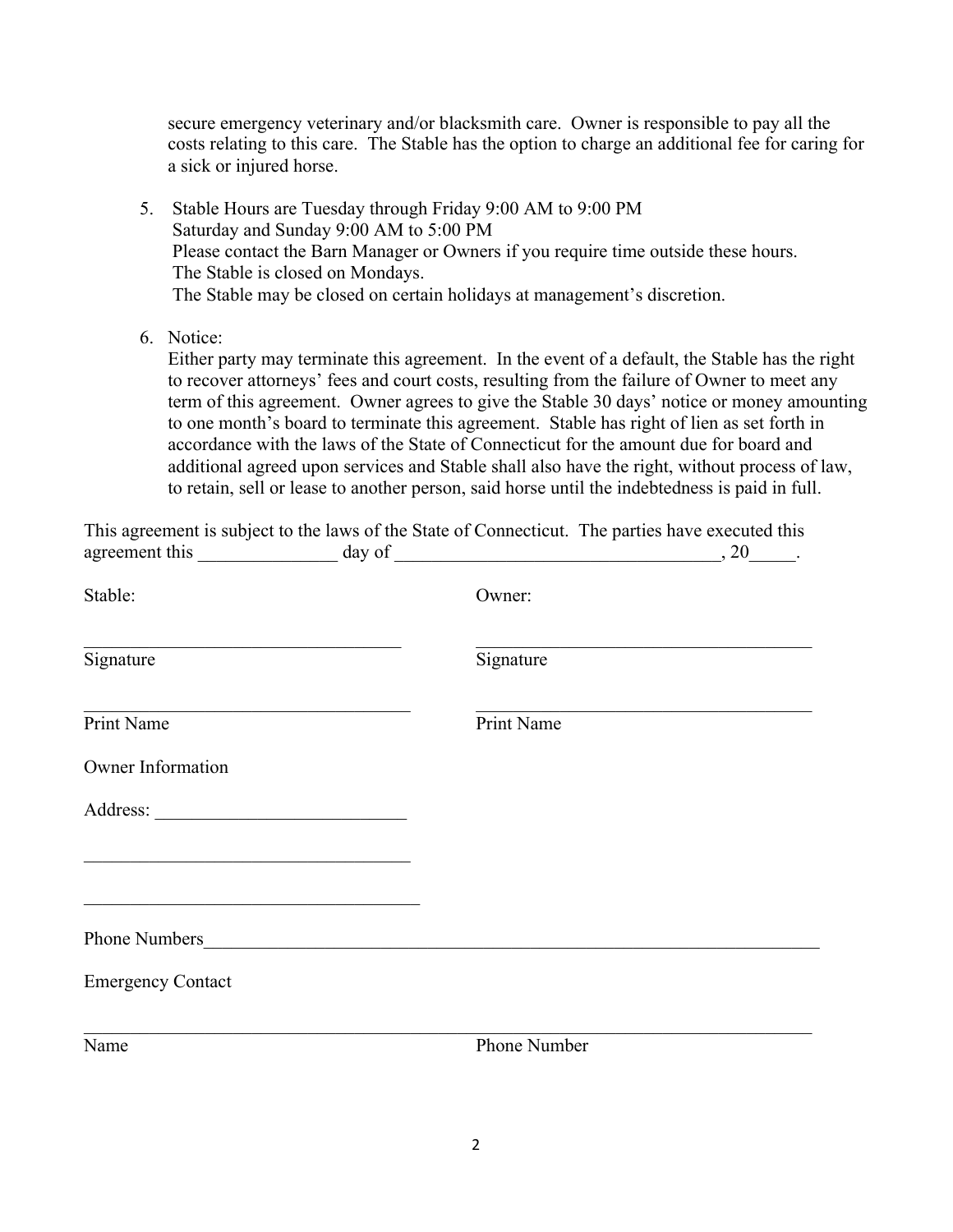secure emergency veterinary and/or blacksmith care. Owner is responsible to pay all the costs relating to this care. The Stable has the option to charge an additional fee for caring for a sick or injured horse.

5. Stable Hours are Tuesday through Friday 9:00 AM to 9:00 PM  
   Saturday and Sunday 9:00 AM to 5:00 PM  
   Please contact the Barn Manager or Owners if you require time outside these hours.  
   The Stable is closed on Mondays.  
   The Stable may be closed on certain holidays at management's discretion.

6. Notice:  
   Either party may terminate this agreement. In the event of a default, the Stable has the right to recover attorneys' fees and court costs, resulting from the failure of Owner to meet any term of this agreement. Owner agrees to give the Stable 30 days' notice or money amounting to one month's board to terminate this agreement. Stable has right of lien as set forth in accordance with the laws of the State of Connecticut for the amount due for board and additional agreed upon services and Stable shall also have the right, without process of law, to retain, sell or lease to another person, said horse until the indebtedness is paid in full.

This agreement is subject to the laws of the State of Connecticut. The parties have executed this agreement this _______________ day of ___________________________________, 20_____.

Stable:

___________________________________  
Signature

___________________________________  
Print Name

Owner:

_____________________________________  
Signature

_____________________________________  
Print Name

Owner Information

Address: ___________________________

___________________________________

____________________________________

Phone Numbers_______________________________________________________________________

Emergency Contact

________________________________________________________________________________  
Name                                        Phone Number